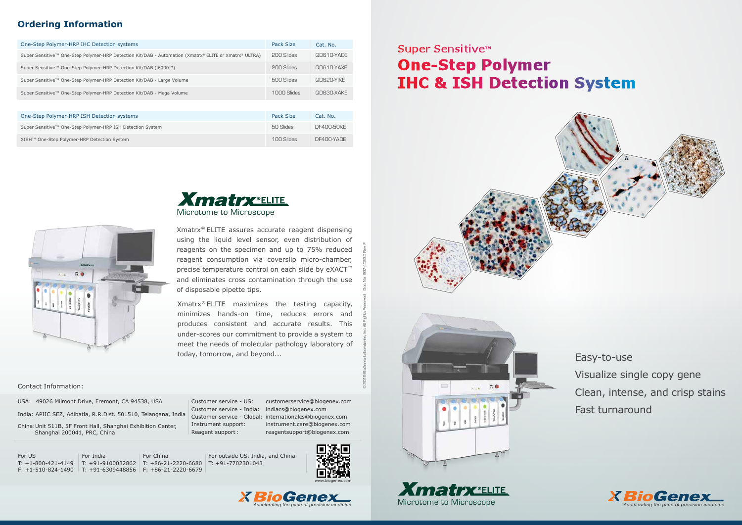## Ordering Information

| One-Step Polymer-HRP IHC Detection systems | Pack Size | Cat. No. |
|---|---|---|
| Super Sensitive™ One-Step Polymer-HRP Detection Kit/DAB - Automation (Xmatrx® ELITE or Xmatrx® ULTRA) | 200 Slides | QD610-YADE |
| Super Sensitive™ One-Step Polymer-HRP Detection Kit/DAB (i6000™) | 200 Slides | QD610-YAXE |
| Super Sensitive™ One-Step Polymer-HRP Detection Kit/DAB - Large Volume | 500 Slides | QD620-YIKE |
| Super Sensitive™ One-Step Polymer-HRP Detection Kit/DAB - Mega Volume | 1000 Slides | QD630-XAKE |

| One-Step Polymer-HRP ISH Detection systems | Pack Size | Cat. No. |
|---|---|---|
| Super Sensitive™ One-Step Polymer-HRP ISH Detection System | 50 Slides | DF400-50KE |
| XISH™ One-Step Polymer-HRP Detection System | 100 Slides | DF400-YADE |

## Xmatrx® ELITE

Microtome to Microscope

Xmatrx® ELITE assures accurate reagent dispensing using the liquid level sensor, even distribution of reagents on the specimen and up to 75% reduced reagent consumption via coverslip micro-chamber, precise temperature control on each slide by eXACT™ and eliminates cross contamination through the use of disposable pipette tips.

Xmatrx® ELITE maximizes the testing capacity, minimizes hands-on time, reduces errors and produces consistent and accurate results. This under-scores our commitment to provide a system to meet the needs of molecular pathology laboratory of today, tomorrow, and beyond...

Contact Information:

USA: 49026 Milmont Drive, Fremont, CA 94538, USA

India: APIIC SEZ, Adibatla, R.R.Dist. 501510, Telangana, India

China: Unit 511B, 5F Front Hall, Shanghai Exhibition Center, Shanghai 200041, PRC, China

Customer service - US: customerservice@biogenex.com
Customer service - India: indiacs@biogenex.com
Customer service - Global: internationalcs@biogenex.com
Instrument support: instrument.care@biogenex.com
Reagent support: reagentsupport@biogenex.com

For US
T: +1-800-421-4149
F: +1-510-824-1490

For India
T: +91-9100032862
T: +91-6309448856

For China
T: +86-21-2220-6680
F: +86-21-2220-6679

For outside US, India, and China
T: +91-7702301043

www.biogenex.com

BioGenex — Accelerating the pace of precision medicine

© 2019 BioGenex Laboratories, Inc. All Rights Reserved Doc. No. 907-40830 Rev. F

# Super Sensitive™ One-Step Polymer IHC & ISH Detection System

- Easy-to-use
- Visualize single copy gene
- Clean, intense, and crisp stains
- Fast turnaround

Xmatrx® ELITE — Microtome to Microscope

BioGenex — Accelerating the pace of precision medicine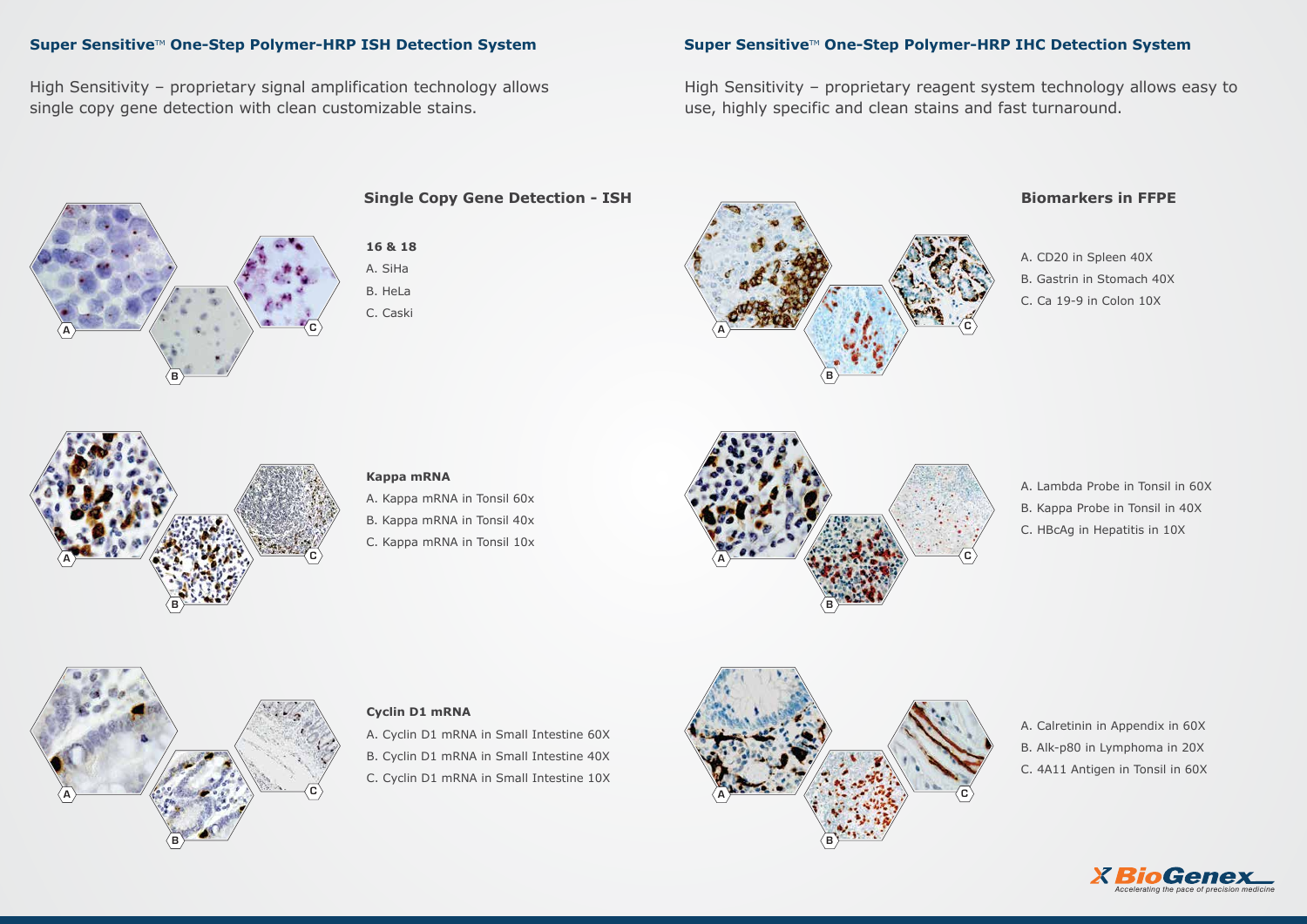## Super Sensitive™ One-Step Polymer-HRP ISH Detection System

High Sensitivity – proprietary signal amplification technology allows single copy gene detection with clean customizable stains.

### Single Copy Gene Detection - ISH

**16 & 18**

A. SiHa

B. HeLa

C. Caski

**Kappa mRNA**

A. Kappa mRNA in Tonsil 60x

B. Kappa mRNA in Tonsil 40x

C. Kappa mRNA in Tonsil 10x

**Cyclin D1 mRNA**

A. Cyclin D1 mRNA in Small Intestine 60X

B. Cyclin D1 mRNA in Small Intestine 40X

C. Cyclin D1 mRNA in Small Intestine 10X

## Super Sensitive™ One-Step Polymer-HRP IHC Detection System

High Sensitivity – proprietary reagent system technology allows easy to use, highly specific and clean stains and fast turnaround.

### Biomarkers in FFPE

A. CD20 in Spleen 40X

B. Gastrin in Stomach 40X

C. Ca 19-9 in Colon 10X

A. Lambda Probe in Tonsil in 60X

B. Kappa Probe in Tonsil in 40X

C. HBcAg in Hepatitis in 10X

A. Calretinin in Appendix in 60X

B. Alk-p80 in Lymphoma in 20X

C. 4A11 Antigen in Tonsil in 60X

BioGenex

*Accelerating the pace of precision medicine*